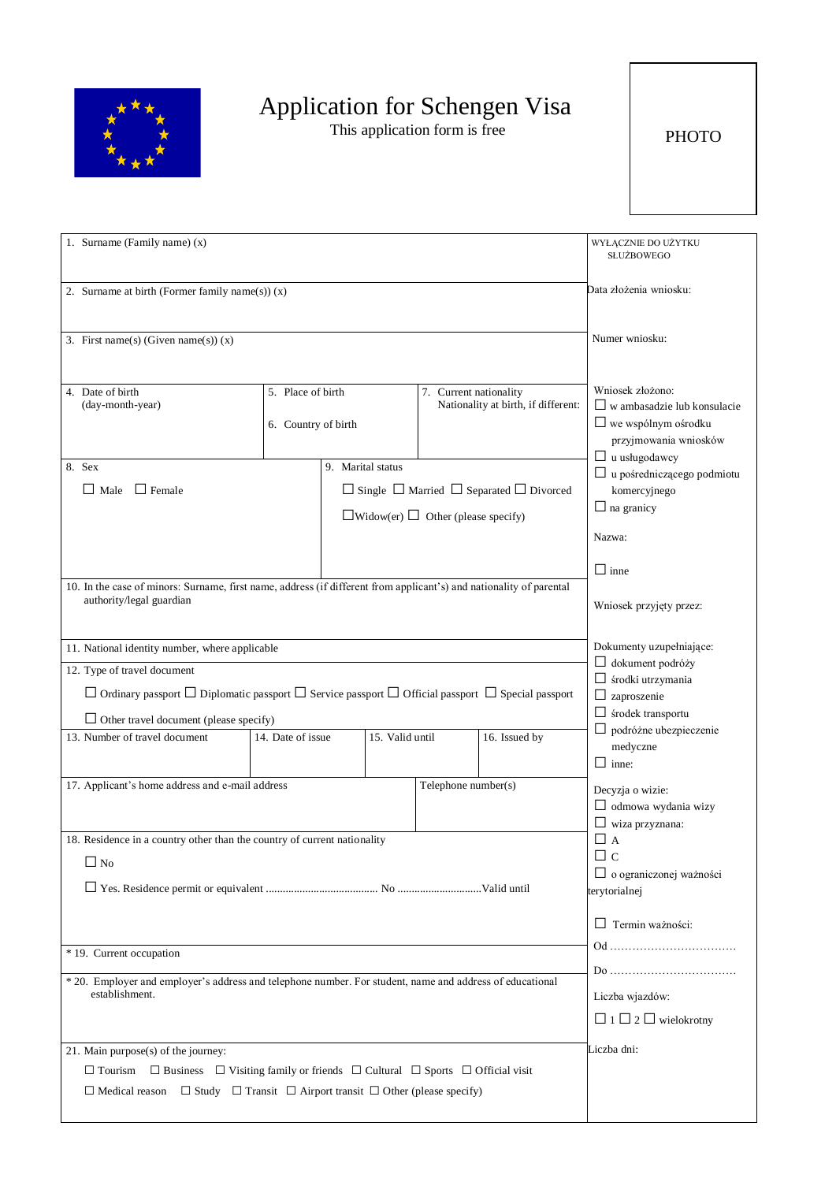# Application for Schengen Visa

This application form is free

PHOTO

| | |
|---|---|
| 1. Surname (Family name) (x) | WYŁĄCZNIE DO UŻYTKU SŁUŻBOWEGO |
| 2. Surname at birth (Former family name(s)) (x) | Data złożenia wniosku: |
| 3. First name(s) (Given name(s)) (x) | Numer wniosku: |
| 4. Date of birth (day-month-year) / 5. Place of birth / 6. Country of birth / 7. Current nationality Nationality at birth, if different: | Wniosek złożono: ☐ w ambasadzie lub konsulacie ☐ we wspólnym ośrodku przyjmowania wniosków ☐ u usługodawcy ☐ u pośredniczącego podmiotu komercyjnego ☐ na granicy |
| 8. Sex ☐ Male ☐ Female / 9. Marital status ☐ Single ☐ Married ☐ Separated ☐ Divorced ☐ Widow(er) ☐ Other (please specify) | Nazwa: ☐ inne |
| 10. In the case of minors: Surname, first name, address (if different from applicant's) and nationality of parental authority/legal guardian | Wniosek przyjęty przez: |
| 11. National identity number, where applicable | Dokumenty uzupełniające: ☐ dokument podróży ☐ środki utrzymania ☐ zaproszenie ☐ środek transportu ☐ podróżne ubezpieczenie medyczne ☐ inne: |
| 12. Type of travel document ☐ Ordinary passport ☐ Diplomatic passport ☐ Service passport ☐ Official passport ☐ Special passport ☐ Other travel document (please specify) | |
| 13. Number of travel document / 14. Date of issue / 15. Valid until / 16. Issued by | |
| 17. Applicant's home address and e-mail address / Telephone number(s) | Decyzja o wizie: ☐ odmowa wydania wizy ☐ wiza przyznana: ☐ A ☐ C ☐ o ograniczonej ważności terytorialnej |
| 18. Residence in a country other than the country of current nationality ☐ No ☐ Yes. Residence permit or equivalent ....................................... No .............................Valid until | ☐ Termin ważności: Od ................................ Do ................................ |
| * 19. Current occupation | |
| * 20. Employer and employer's address and telephone number. For student, name and address of educational establishment. | Liczba wjazdów: ☐ 1 ☐ 2 ☐ wielokrotny |
| 21. Main purpose(s) of the journey: ☐ Tourism ☐ Business ☐ Visiting family or friends ☐ Cultural ☐ Sports ☐ Official visit ☐ Medical reason ☐ Study ☐ Transit ☐ Airport transit ☐ Other (please specify) | Liczba dni: |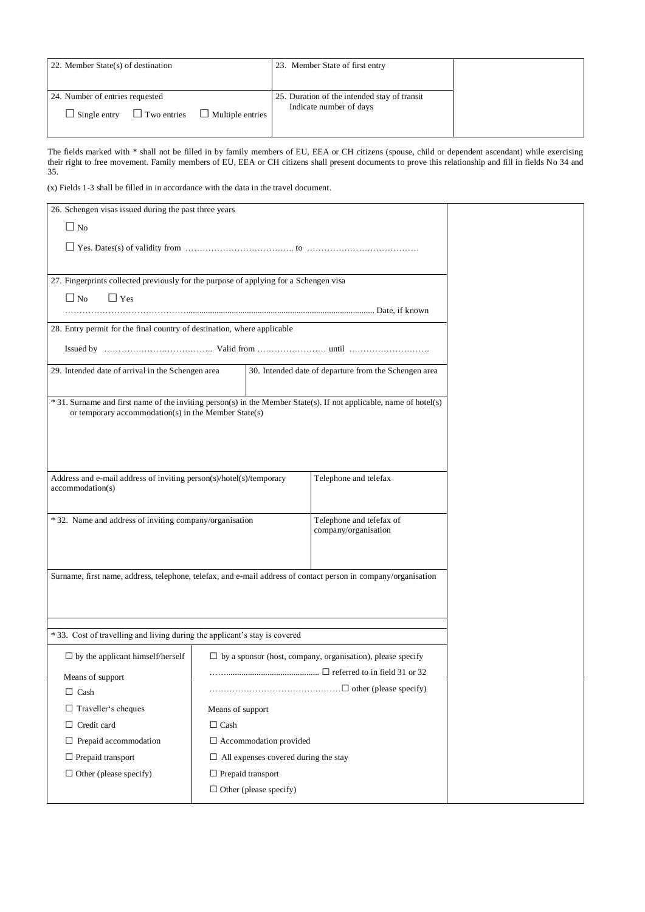| 22. Member State(s) of destination | 23. Member State of first entry | |
|---|---|---|
| 24. Number of entries requested<br>☐ Single entry ☐ Two entries ☐ Multiple entries | 25. Duration of the intended stay of transit<br>Indicate number of days | |

The fields marked with * shall not be filled in by family members of EU, EEA or CH citizens (spouse, child or dependent ascendant) while exercising their right to free movement. Family members of EU, EEA or CH citizens shall present documents to prove this relationship and fill in fields No 34 and 35.

(x) Fields 1-3 shall be filled in in accordance with the data in the travel document.

| | | | |
|---|---|---|---|
| 26. Schengen visas issued during the past three years<br>☐ No<br>☐ Yes. Dates(s) of validity from ……………………………….. to ………………………………… | | | |
| 27. Fingerprints collected previously for the purpose of applying for a Schengen visa<br>☐ No ☐ Yes<br>…………………………………………………………………………………………. Date, if known | | | |
| 28. Entry permit for the final country of destination, where applicable<br>Issued by ……………………………….. Valid from …………………… until ………………………. | | | |
| 29. Intended date of arrival in the Schengen area | 30. Intended date of departure from the Schengen area | | |
| * 31. Surname and first name of the inviting person(s) in the Member State(s). If not applicable, name of hotel(s) or temporary accommodation(s) in the Member State(s) | | | |
| Address and e-mail address of inviting person(s)/hotel(s)/temporary accommodation(s) | Telephone and telefax | | |
| * 32. Name and address of inviting company/organisation | Telephone and telefax of company/organisation | | |
| Surname, first name, address, telephone, telefax, and e-mail address of contact person in company/organisation | | | |
| * 33. Cost of travelling and living during the applicant's stay is covered | | | |
| ☐ by the applicant himself/herself<br>Means of support<br>☐ Cash<br>☐ Traveller's cheques<br>☐ Credit card<br>☐ Prepaid accommodation<br>☐ Prepaid transport<br>☐ Other (please specify) | ☐ by a sponsor (host, company, organisation), please specify<br>…….......................................... ☐ referred to in field 31 or 32<br>………………………………………☐ other (please specify)<br>Means of support<br>☐ Cash<br>☐ Accommodation provided<br>☐ All expenses covered during the stay<br>☐ Prepaid transport<br>☐ Other (please specify) | | |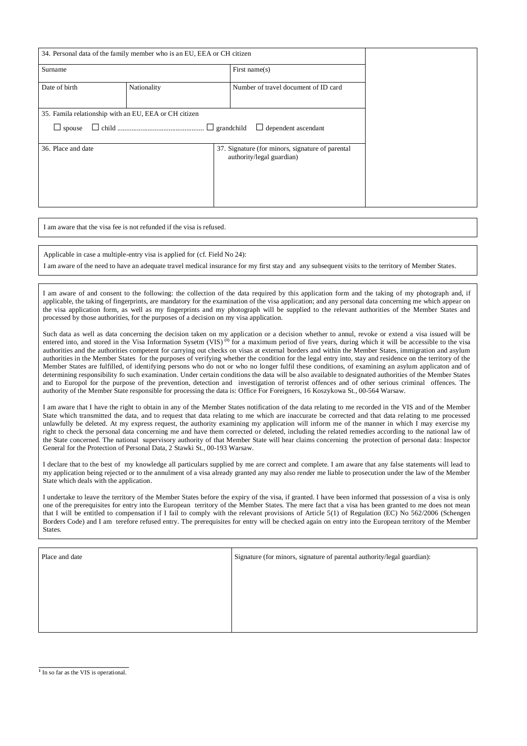| 34. Personal data of the family member who is an EU, EEA or CH citizen | | | |
|---|---|---|---|
| Surname | | First name(s) | |
| Date of birth | Nationality | Number of travel document of ID card | |
| 35. Famila relationship with an EU, EEA or CH citizen<br>☐ spouse ☐ child .............................................. ☐ grandchild ☐ dependent ascendant | | | |
| 36. Place and date | | 37. Signature (for minors, signature of parental authority/legal guardian) | |

I am aware that the visa fee is not refunded if the visa is refused.

Applicable in case a multiple-entry visa is applied for (cf. Field No 24):

I am aware of the need to have an adequate travel medical insurance for my first stay and any subsequent visits to the territory of Member States.

I am aware of and consent to the following: the collection of the data required by this application form and the taking of my photograph and, if applicable, the taking of fingerprints, are mandatory for the examination of the visa application; and any personal data concerning me which appear on the visa application form, as well as my fingerprints and my photograph will be supplied to the relevant authorities of the Member States and processed by those authorities, for the purposes of a decision on my visa application.

Such data as well as data concerning the decision taken on my application or a decision whether to annul, revoke or extend a visa issued will be entered into, and stored in the Visa Information Sysetm (VIS) [1] for a maximum period of five years, during which it will be accessible to the visa authorities and the authorities competent for carrying out checks on visas at external borders and within the Member States, immigration and asylum authorities in the Member States for the purposes of verifying whether the condition for the legal entry into, stay and residence on the territory of the Member States are fulfilled, of identifying persons who do not or who no longer fulfil these conditions, of examining an asylum applicaton and of determining responsibility fo such examination. Under certain conditions the data will be also available to designated authorities of the Member States and to Europol for the purpose of the prevention, detection and investigation of terrorist offences and of other serious criminal offences. The authority of the Member State responsible for processing the data is: Office For Foreigners, 16 Koszykowa St., 00-564 Warsaw.

I am aware that I have the right to obtain in any of the Member States notification of the data relating to me recorded in the VIS and of the Member State which transmitted the data, and to request that data relating to me which are inaccurate be corrected and that data relating to me processed unlawfully be deleted. At my express request, the authority examining my application will inform me of the manner in which I may exercise my right to check the personal data concerning me and have them corrected or deleted, including the related remedies according to the national law of the State concerned. The national supervisory authority of that Member State will hear claims concerning the protection of personal data: Inspector General for the Protection of Personal Data, 2 Stawki St., 00-193 Warsaw.

I declare that to the best of my knowledge all particulars supplied by me are correct and complete. I am aware that any false statements will lead to my application being rejected or to the annulment of a visa already granted any may also render me liable to prosecution under the law of the Member State which deals with the application.

I undertake to leave the territory of the Member States before the expiry of the visa, if granted. I have been informed that possession of a visa is only one of the prerequisites for entry into the European territory of the Member States. The mere fact that a visa has been granted to me does not mean that I will be entitled to compensation if I fail to comply with the relevant provisions of Article 5(1) of Regulation (EC) No 562/2006 (Schengen Borders Code) and I am terefore refused entry. The prerequisites for entry will be checked again on entry into the European territory of the Member States.

| Place and date | Signature (for minors, signature of parental authority/legal guardian): |
|---|---|
| | |

[1] In so far as the VIS is operational.